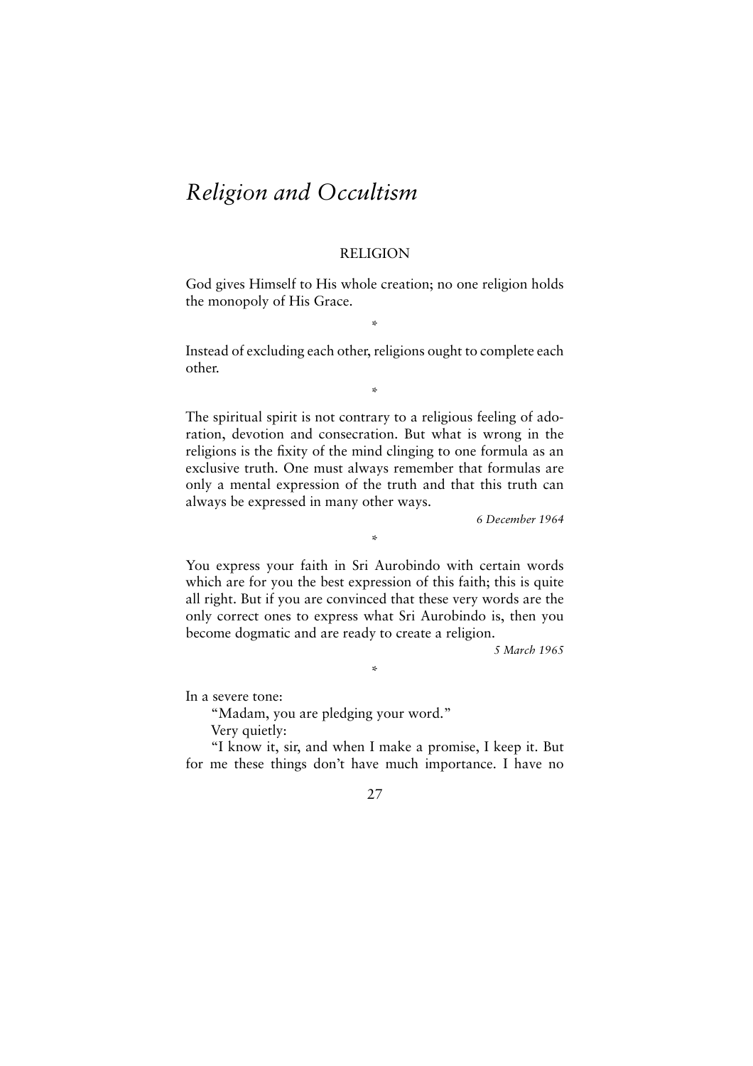# *Religion and Occultism*

## RELIGION

God gives Himself to His whole creation; no one religion holds the monopoly of His Grace.

*

Instead of excluding each other, religions ought to complete each other.

*

The spiritual spirit is not contrary to a religious feeling of adoration, devotion and consecration. But what is wrong in the religions is the fixity of the mind clinging to one formula as an exclusive truth. One must always remember that formulas are only a mental expression of the truth and that this truth can always be expressed in many other ways.

*6 December 1964*

*

You express your faith in Sri Aurobindo with certain words which are for you the best expression of this faith; this is quite all right. But if you are convinced that these very words are the only correct ones to express what Sri Aurobindo is, then you become dogmatic and are ready to create a religion.

*5 March 1965*

*

In a severe tone:

"Madam, you are pledging your word."

Very quietly:

"I know it, sir, and when I make a promise, I keep it. But for me these things don't have much importance. I have no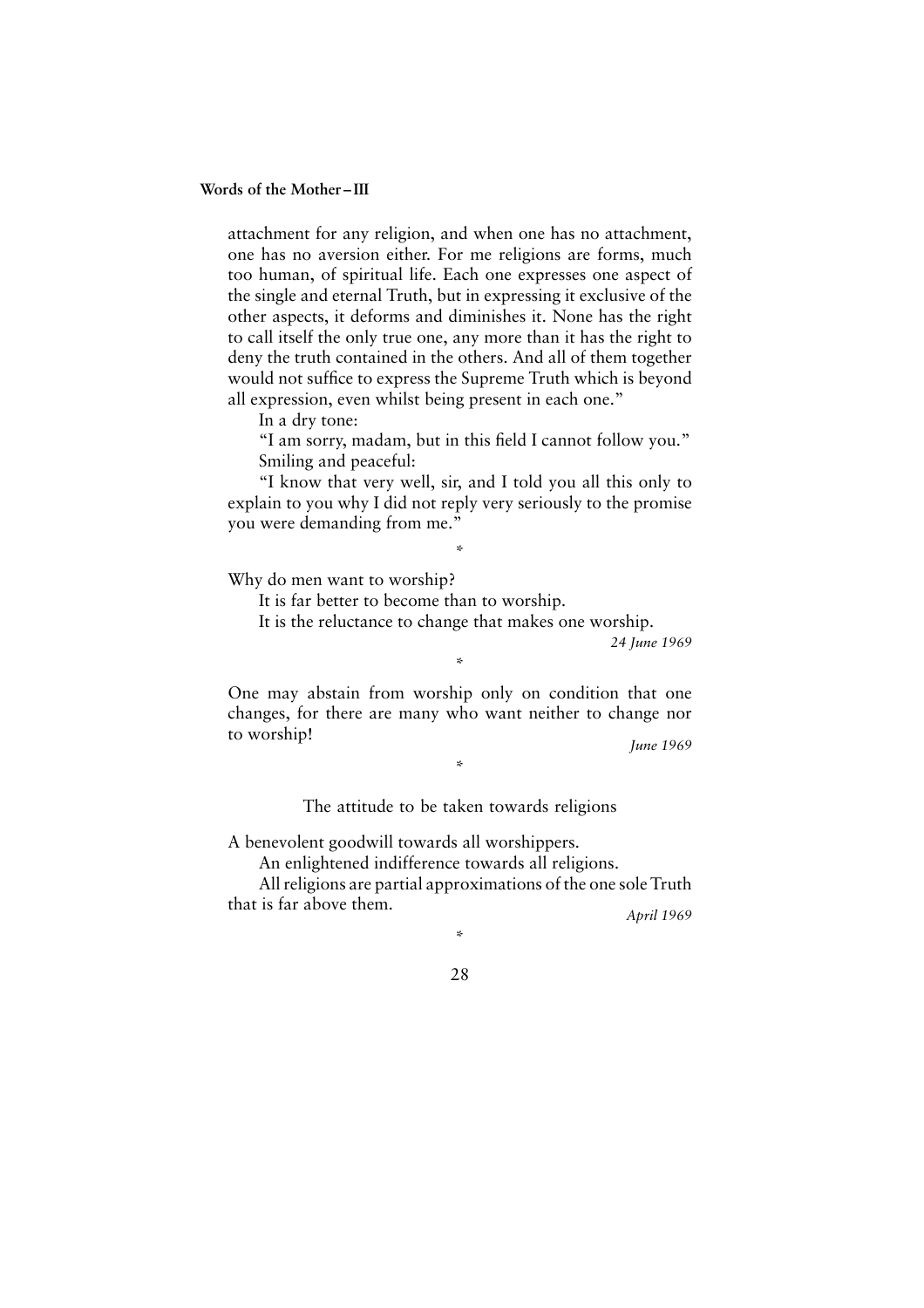attachment for any religion, and when one has no attachment, one has no aversion either. For me religions are forms, much too human, of spiritual life. Each one expresses one aspect of the single and eternal Truth, but in expressing it exclusive of the other aspects, it deforms and diminishes it. None has the right to call itself the only true one, any more than it has the right to deny the truth contained in the others. And all of them together would not suffice to express the Supreme Truth which is beyond all expression, even whilst being present in each one."

In a dry tone:

"I am sorry, madam, but in this field I cannot follow you."

Smiling and peaceful:

"I know that very well, sir, and I told you all this only to explain to you why I did not reply very seriously to the promise you were demanding from me."

*

Why do men want to worship?

It is far better to become than to worship.

It is the reluctance to change that makes one worship.

*24 June 1969*

*

One may abstain from worship only on condition that one changes, for there are many who want neither to change nor to worship!

*June 1969*

*

The attitude to be taken towards religions

A benevolent goodwill towards all worshippers.

An enlightened indifference towards all religions.

All religions are partial approximations of the one sole Truth that is far above them.

*April 1969*

*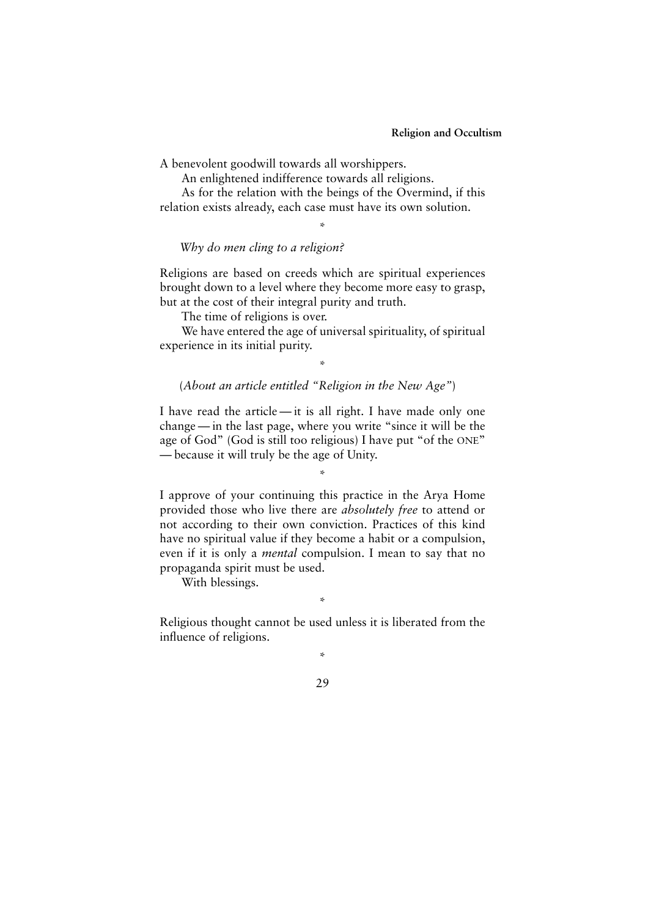A benevolent goodwill towards all worshippers.

An enlightened indifference towards all religions.

As for the relation with the beings of the Overmind, if this relation exists already, each case must have its own solution.

*

*Why do men cling to a religion?*

Religions are based on creeds which are spiritual experiences brought down to a level where they become more easy to grasp, but at the cost of their integral purity and truth.

The time of religions is over.

We have entered the age of universal spirituality, of spiritual experience in its initial purity.

*

(*About an article entitled "Religion in the New Age"*)

I have read the article — it is all right. I have made only one change — in the last page, where you write "since it will be the age of God" (God is still too religious) I have put "of the ONE" — because it will truly be the age of Unity.

*

I approve of your continuing this practice in the Arya Home provided those who live there are *absolutely free* to attend or not according to their own conviction. Practices of this kind have no spiritual value if they become a habit or a compulsion, even if it is only a *mental* compulsion. I mean to say that no propaganda spirit must be used.

With blessings.

*

Religious thought cannot be used unless it is liberated from the influence of religions.

*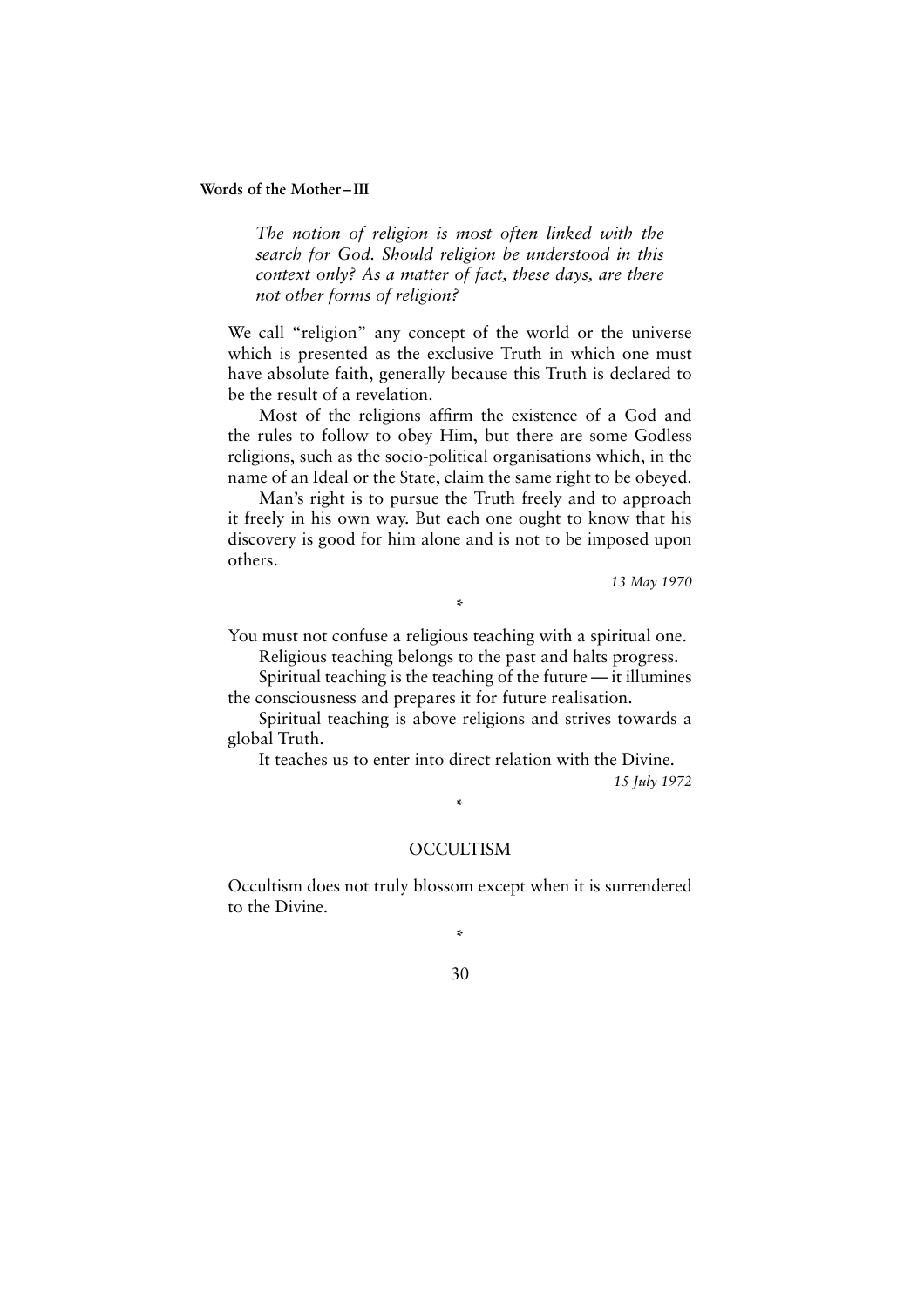*The notion of religion is most often linked with the search for God. Should religion be understood in this context only? As a matter of fact, these days, are there not other forms of religion?*

We call "religion" any concept of the world or the universe which is presented as the exclusive Truth in which one must have absolute faith, generally because this Truth is declared to be the result of a revelation.

Most of the religions affirm the existence of a God and the rules to follow to obey Him, but there are some Godless religions, such as the socio-political organisations which, in the name of an Ideal or the State, claim the same right to be obeyed.

Man's right is to pursue the Truth freely and to approach it freely in his own way. But each one ought to know that his discovery is good for him alone and is not to be imposed upon others.

*13 May 1970*

*

You must not confuse a religious teaching with a spiritual one.

Religious teaching belongs to the past and halts progress.

Spiritual teaching is the teaching of the future — it illumines the consciousness and prepares it for future realisation.

Spiritual teaching is above religions and strives towards a global Truth.

It teaches us to enter into direct relation with the Divine.

*15 July 1972*

*

## OCCULTISM

Occultism does not truly blossom except when it is surrendered to the Divine.

*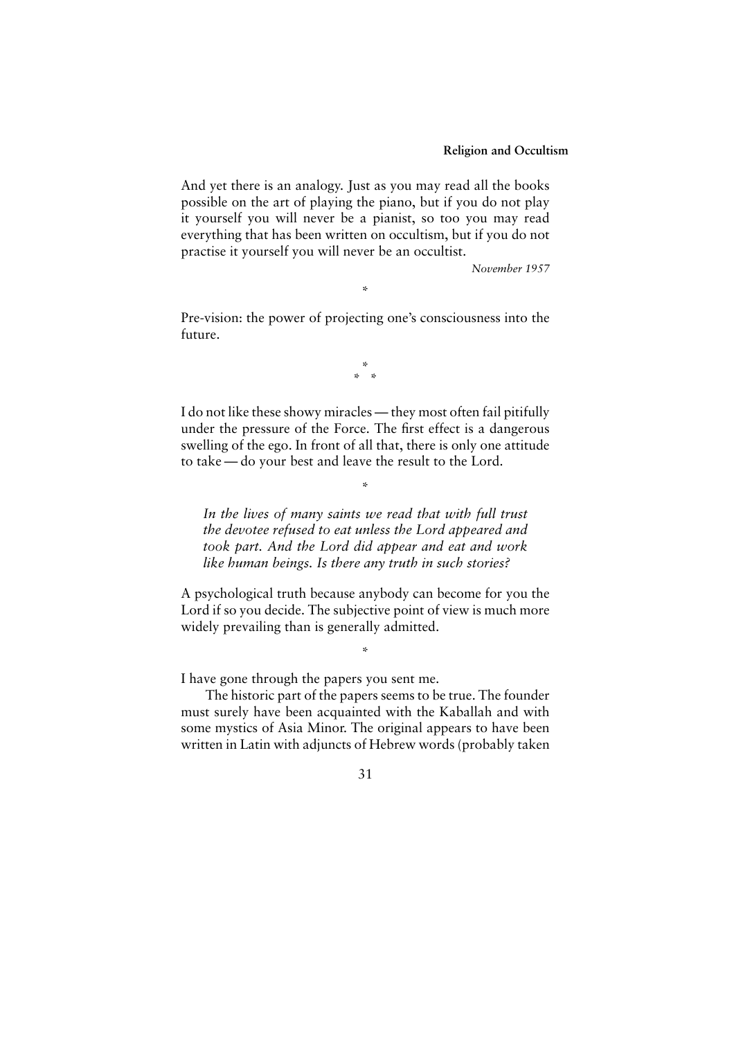And yet there is an analogy. Just as you may read all the books possible on the art of playing the piano, but if you do not play it yourself you will never be a pianist, so too you may read everything that has been written on occultism, but if you do not practise it yourself you will never be an occultist.

*November 1957*

*

Pre-vision: the power of projecting one's consciousness into the future.

*
* *

I do not like these showy miracles — they most often fail pitifully under the pressure of the Force. The first effect is a dangerous swelling of the ego. In front of all that, there is only one attitude to take — do your best and leave the result to the Lord.

*

*In the lives of many saints we read that with full trust the devotee refused to eat unless the Lord appeared and took part. And the Lord did appear and eat and work like human beings. Is there any truth in such stories?*

A psychological truth because anybody can become for you the Lord if so you decide. The subjective point of view is much more widely prevailing than is generally admitted.

*

I have gone through the papers you sent me.

The historic part of the papers seems to be true. The founder must surely have been acquainted with the Kaballah and with some mystics of Asia Minor. The original appears to have been written in Latin with adjuncts of Hebrew words (probably taken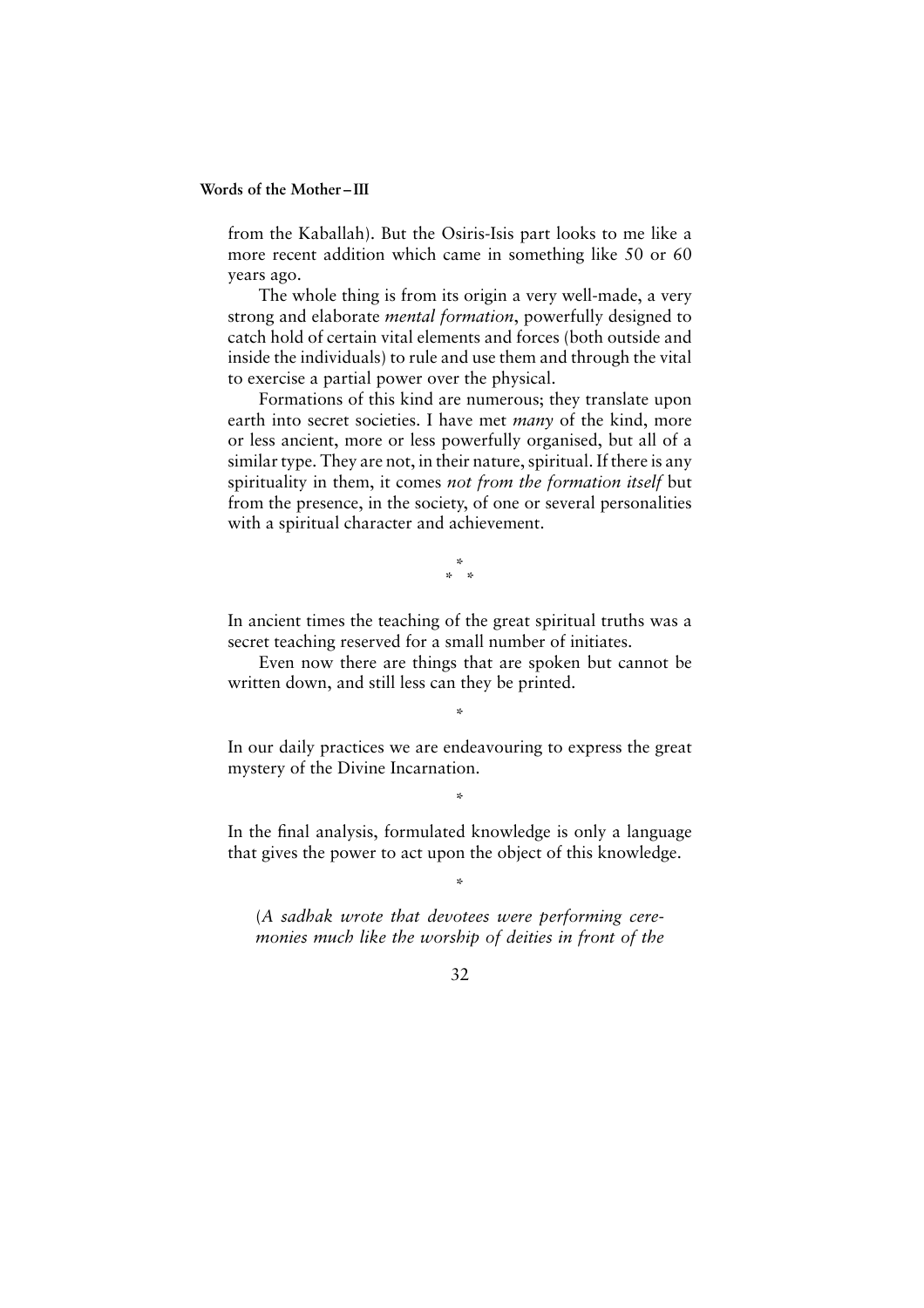from the Kaballah). But the Osiris-Isis part looks to me like a more recent addition which came in something like 50 or 60 years ago.

The whole thing is from its origin a very well-made, a very strong and elaborate *mental formation*, powerfully designed to catch hold of certain vital elements and forces (both outside and inside the individuals) to rule and use them and through the vital to exercise a partial power over the physical.

Formations of this kind are numerous; they translate upon earth into secret societies. I have met *many* of the kind, more or less ancient, more or less powerfully organised, but all of a similar type. They are not, in their nature, spiritual. If there is any spirituality in them, it comes *not from the formation itself* but from the presence, in the society, of one or several personalities with a spiritual character and achievement.

\*
\* \*

In ancient times the teaching of the great spiritual truths was a secret teaching reserved for a small number of initiates.

Even now there are things that are spoken but cannot be written down, and still less can they be printed.

\*

In our daily practices we are endeavouring to express the great mystery of the Divine Incarnation.

\*

In the final analysis, formulated knowledge is only a language that gives the power to act upon the object of this knowledge.

\*

(*A sadhak wrote that devotees were performing ceremonies much like the worship of deities in front of the*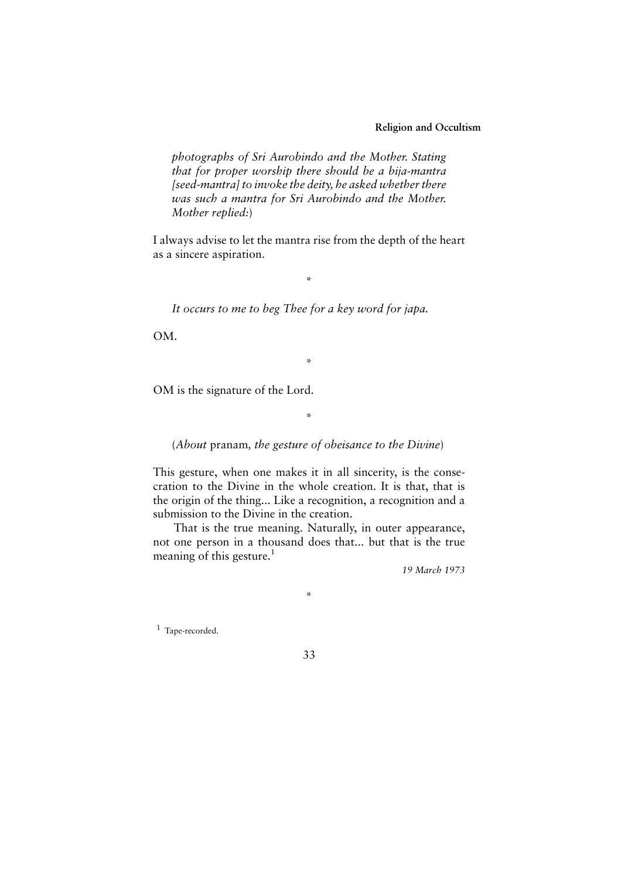*photographs of Sri Aurobindo and the Mother. Stating that for proper worship there should be a bija-mantra [seed-mantra] to invoke the deity, he asked whether there was such a mantra for Sri Aurobindo and the Mother. Mother replied:*)

I always advise to let the mantra rise from the depth of the heart as a sincere aspiration.

*

*It occurs to me to beg Thee for a key word for japa.*

OM.

*

OM is the signature of the Lord.

*

(*About* pranam*, the gesture of obeisance to the Divine*)

This gesture, when one makes it in all sincerity, is the consecration to the Divine in the whole creation. It is that, that is the origin of the thing... Like a recognition, a recognition and a submission to the Divine in the creation.

That is the true meaning. Naturally, in outer appearance, not one person in a thousand does that... but that is the true meaning of this gesture.[1]

*19 March 1973*

*

[1] Tape-recorded.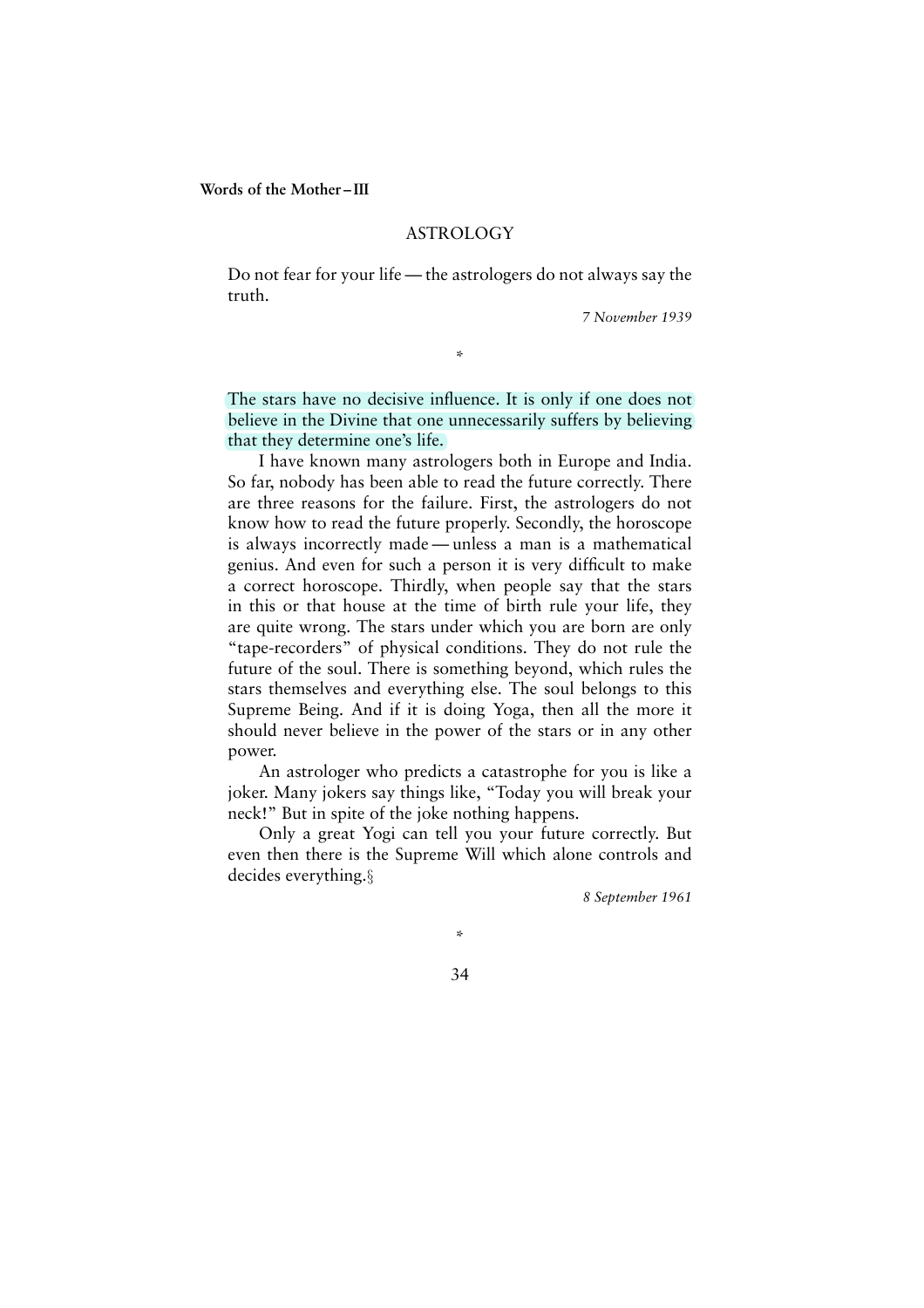## ASTROLOGY

Do not fear for your life — the astrologers do not always say the truth.

*7 November 1939*

*

The stars have no decisive influence. It is only if one does not believe in the Divine that one unnecessarily suffers by believing that they determine one's life.

I have known many astrologers both in Europe and India. So far, nobody has been able to read the future correctly. There are three reasons for the failure. First, the astrologers do not know how to read the future properly. Secondly, the horoscope is always incorrectly made — unless a man is a mathematical genius. And even for such a person it is very difficult to make a correct horoscope. Thirdly, when people say that the stars in this or that house at the time of birth rule your life, they are quite wrong. The stars under which you are born are only "tape-recorders" of physical conditions. They do not rule the future of the soul. There is something beyond, which rules the stars themselves and everything else. The soul belongs to this Supreme Being. And if it is doing Yoga, then all the more it should never believe in the power of the stars or in any other power.

An astrologer who predicts a catastrophe for you is like a joker. Many jokers say things like, "Today you will break your neck!" But in spite of the joke nothing happens.

Only a great Yogi can tell you your future correctly. But even then there is the Supreme Will which alone controls and decides everything.§

*8 September 1961*

*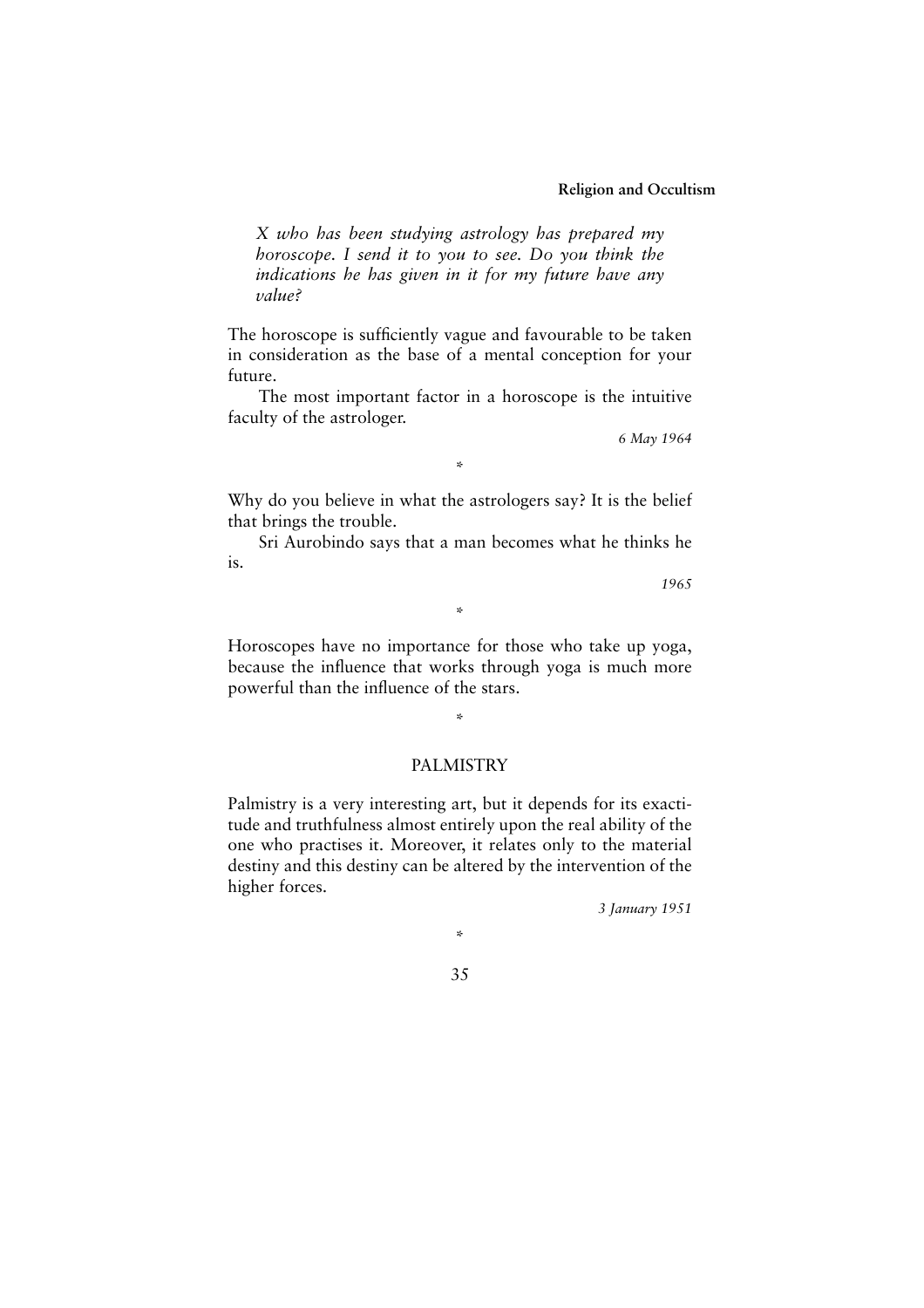*X who has been studying astrology has prepared my horoscope. I send it to you to see. Do you think the indications he has given in it for my future have any value?*

The horoscope is sufficiently vague and favourable to be taken in consideration as the base of a mental conception for your future.

The most important factor in a horoscope is the intuitive faculty of the astrologer.

*6 May 1964*

*

Why do you believe in what the astrologers say? It is the belief that brings the trouble.

Sri Aurobindo says that a man becomes what he thinks he is.

*1965*

*

Horoscopes have no importance for those who take up yoga, because the influence that works through yoga is much more powerful than the influence of the stars.

*

## PALMISTRY

Palmistry is a very interesting art, but it depends for its exactitude and truthfulness almost entirely upon the real ability of the one who practises it. Moreover, it relates only to the material destiny and this destiny can be altered by the intervention of the higher forces.

*3 January 1951*

*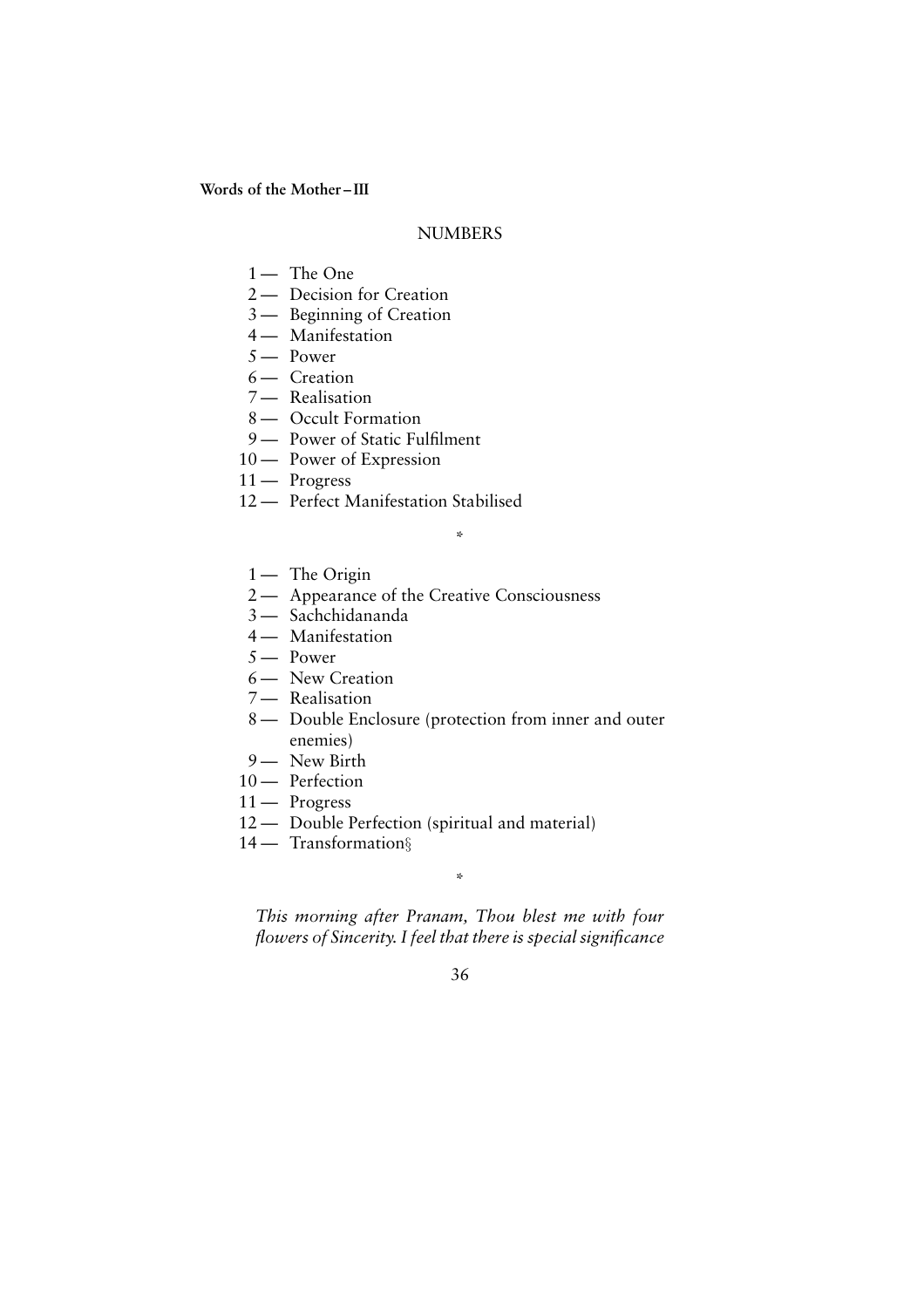## NUMBERS

1 — The One
2 — Decision for Creation
3 — Beginning of Creation
4 — Manifestation
5 — Power
6 — Creation
7 — Realisation
8 — Occult Formation
9 — Power of Static Fulfilment
10 — Power of Expression
11 — Progress
12 — Perfect Manifestation Stabilised

*

1 — The Origin
2 — Appearance of the Creative Consciousness
3 — Sachchidananda
4 — Manifestation
5 — Power
6 — New Creation
7 — Realisation
8 — Double Enclosure (protection from inner and outer enemies)
9 — New Birth
10 — Perfection
11 — Progress
12 — Double Perfection (spiritual and material)
14 — Transformation§

*

*This morning after Pranam, Thou blest me with four flowers of Sincerity. I feel that there is special significance*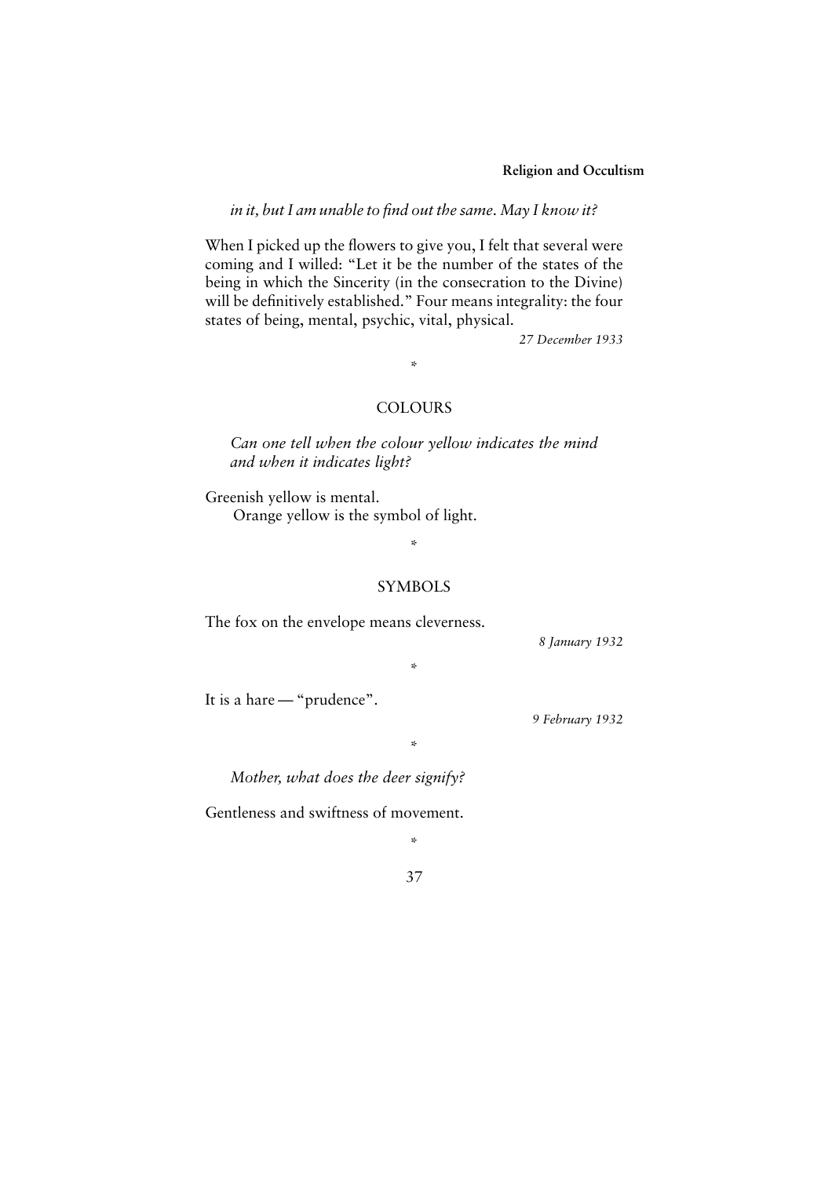*in it, but I am unable to find out the same. May I know it?*

When I picked up the flowers to give you, I felt that several were coming and I willed: "Let it be the number of the states of the being in which the Sincerity (in the consecration to the Divine) will be definitively established." Four means integrality: the four states of being, mental, psychic, vital, physical.

*27 December 1933*

*

## COLOURS

*Can one tell when the colour yellow indicates the mind and when it indicates light?*

Greenish yellow is mental.

Orange yellow is the symbol of light.

*

## SYMBOLS

The fox on the envelope means cleverness.

*8 January 1932*

*

It is a hare — "prudence".

*9 February 1932*

*

*Mother, what does the deer signify?*

Gentleness and swiftness of movement.

*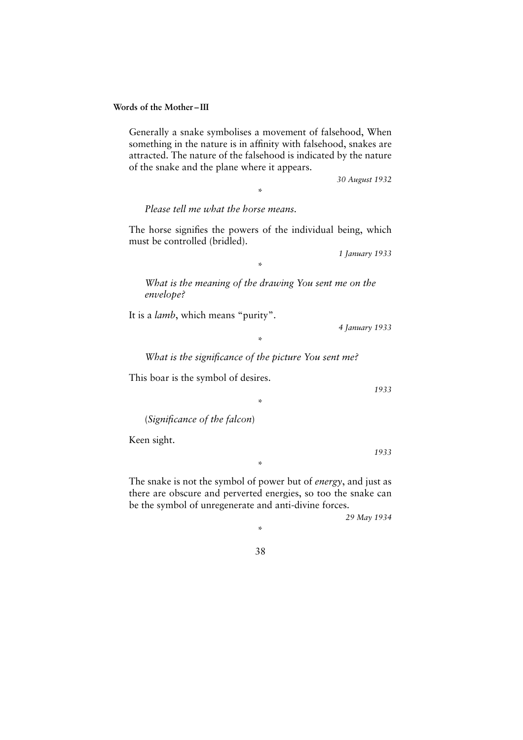Generally a snake symbolises a movement of falsehood, When something in the nature is in affinity with falsehood, snakes are attracted. The nature of the falsehood is indicated by the nature of the snake and the plane where it appears.

*30 August 1932*

*

*Please tell me what the horse means.*

The horse signifies the powers of the individual being, which must be controlled (bridled).

*1 January 1933*

*

*What is the meaning of the drawing You sent me on the envelope?*

It is a *lamb*, which means "purity".

*4 January 1933*

*

*What is the significance of the picture You sent me?*

This boar is the symbol of desires.

*1933*

*

(*Significance of the falcon*)

Keen sight.

*1933*

*

The snake is not the symbol of power but of *energy*, and just as there are obscure and perverted energies, so too the snake can be the symbol of unregenerate and anti-divine forces.

*29 May 1934*

*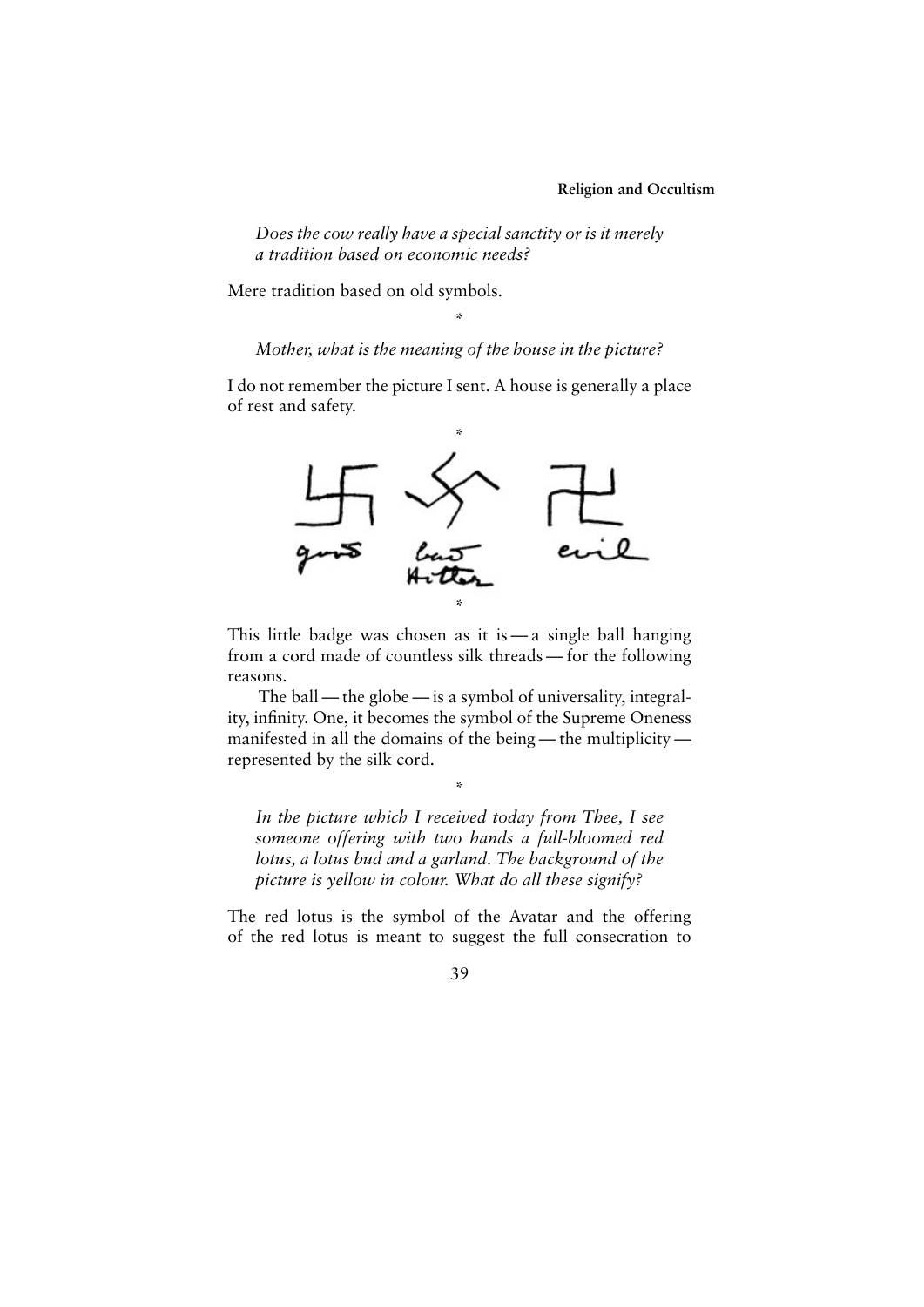*Does the cow really have a special sanctity or is it merely a tradition based on economic needs?*

Mere tradition based on old symbols.

*

*Mother, what is the meaning of the house in the picture?*

I do not remember the picture I sent. A house is generally a place of rest and safety.

*

good    bad Hitler    evil

*

This little badge was chosen as it is — a single ball hanging from a cord made of countless silk threads — for the following reasons.

The ball — the globe — is a symbol of universality, integrality, infinity. One, it becomes the symbol of the Supreme Oneness manifested in all the domains of the being — the multiplicity — represented by the silk cord.

*

*In the picture which I received today from Thee, I see someone offering with two hands a full-bloomed red lotus, a lotus bud and a garland. The background of the picture is yellow in colour. What do all these signify?*

The red lotus is the symbol of the Avatar and the offering of the red lotus is meant to suggest the full consecration to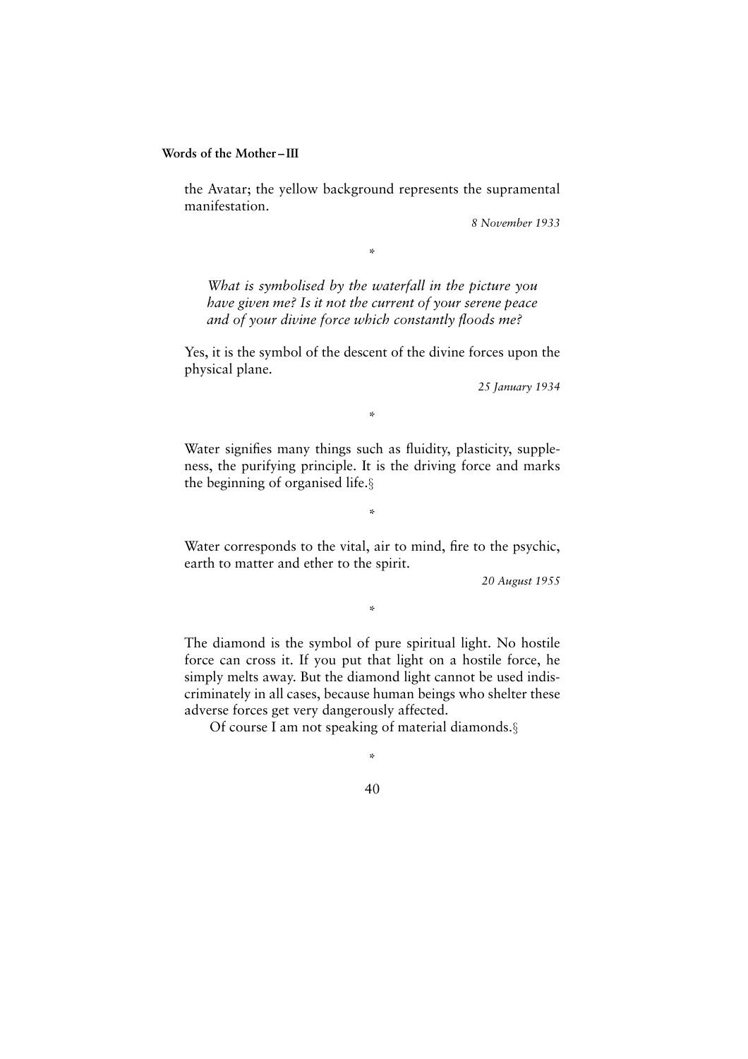the Avatar; the yellow background represents the supramental manifestation.

*8 November 1933*

*

*What is symbolised by the waterfall in the picture you have given me? Is it not the current of your serene peace and of your divine force which constantly floods me?*

Yes, it is the symbol of the descent of the divine forces upon the physical plane.

*25 January 1934*

*

Water signifies many things such as fluidity, plasticity, suppleness, the purifying principle. It is the driving force and marks the beginning of organised life.§

*

Water corresponds to the vital, air to mind, fire to the psychic, earth to matter and ether to the spirit.

*20 August 1955*

*

The diamond is the symbol of pure spiritual light. No hostile force can cross it. If you put that light on a hostile force, he simply melts away. But the diamond light cannot be used indiscriminately in all cases, because human beings who shelter these adverse forces get very dangerously affected.

Of course I am not speaking of material diamonds.§

*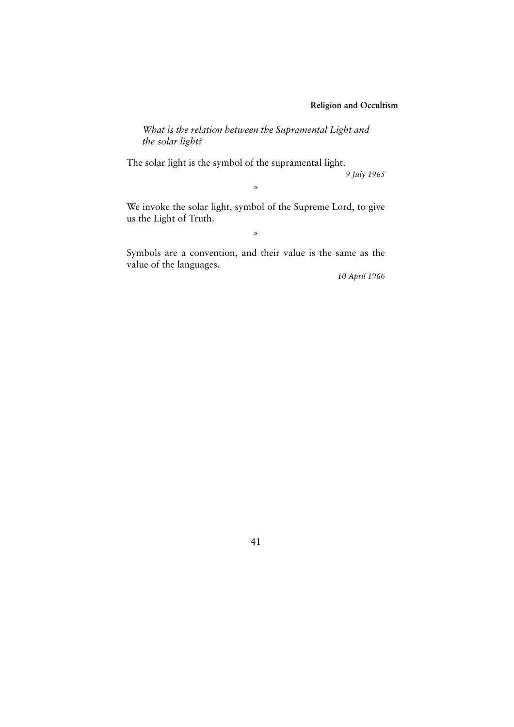*What is the relation between the Supramental Light and the solar light?*

The solar light is the symbol of the supramental light.

*9 July 1965*

*

We invoke the solar light, symbol of the Supreme Lord, to give us the Light of Truth.

*

Symbols are a convention, and their value is the same as the value of the languages.

*10 April 1966*